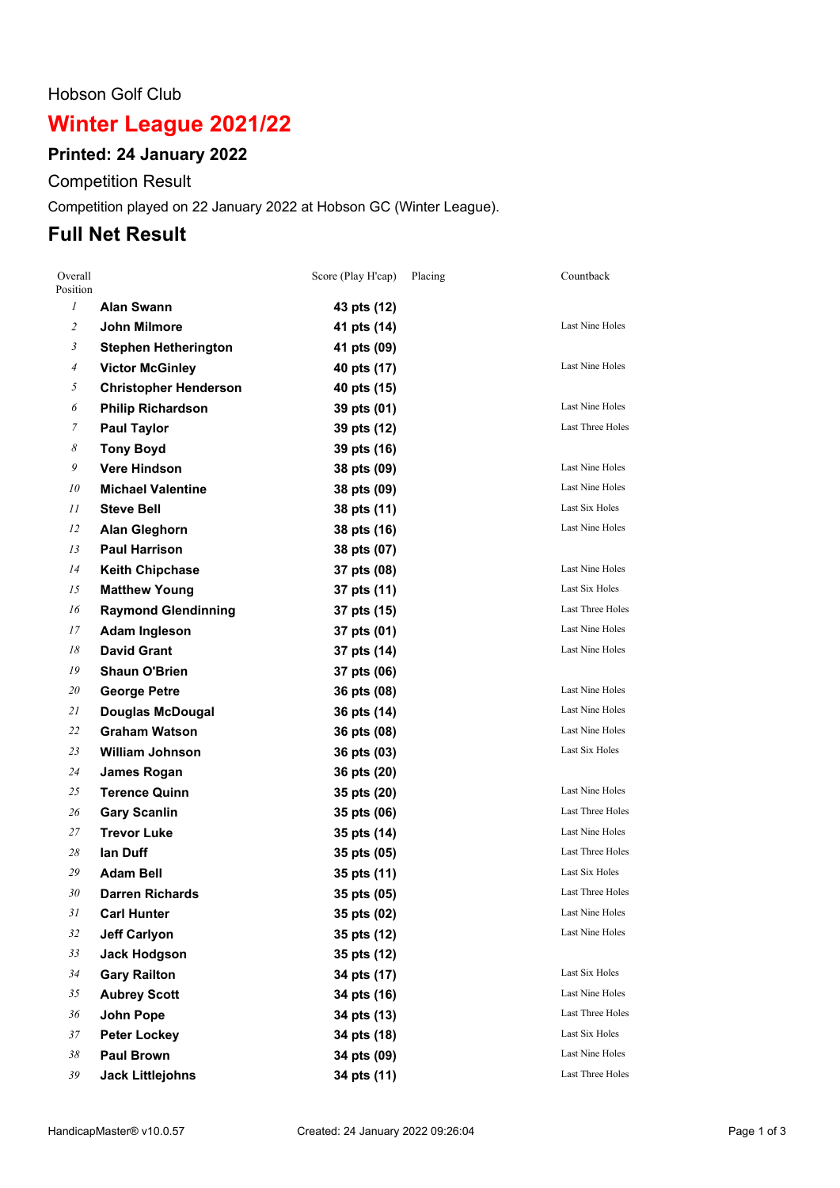Hobson Golf Club

# Winter League 2021/22

## Printed: 24 January 2022

Competition Result

Competition played on 22 January 2022 at Hobson GC (Winter League).

## Full Net Result

| Overall Position | | Score (Play H'cap) | Placing | Countback |
|---|---|---|---|---|
| 1 | **Alan Swann** | **43 pts (12)** | | |
| 2 | **John Milmore** | **41 pts (14)** | | Last Nine Holes |
| 3 | **Stephen Hetherington** | **41 pts (09)** | | |
| 4 | **Victor McGinley** | **40 pts (17)** | | Last Nine Holes |
| 5 | **Christopher Henderson** | **40 pts (15)** | | |
| 6 | **Philip Richardson** | **39 pts (01)** | | Last Nine Holes |
| 7 | **Paul Taylor** | **39 pts (12)** | | Last Three Holes |
| 8 | **Tony Boyd** | **39 pts (16)** | | |
| 9 | **Vere Hindson** | **38 pts (09)** | | Last Nine Holes |
| 10 | **Michael Valentine** | **38 pts (09)** | | Last Nine Holes |
| 11 | **Steve Bell** | **38 pts (11)** | | Last Six Holes |
| 12 | **Alan Gleghorn** | **38 pts (16)** | | Last Nine Holes |
| 13 | **Paul Harrison** | **38 pts (07)** | | |
| 14 | **Keith Chipchase** | **37 pts (08)** | | Last Nine Holes |
| 15 | **Matthew Young** | **37 pts (11)** | | Last Six Holes |
| 16 | **Raymond Glendinning** | **37 pts (15)** | | Last Three Holes |
| 17 | **Adam Ingleson** | **37 pts (01)** | | Last Nine Holes |
| 18 | **David Grant** | **37 pts (14)** | | Last Nine Holes |
| 19 | **Shaun O'Brien** | **37 pts (06)** | | |
| 20 | **George Petre** | **36 pts (08)** | | Last Nine Holes |
| 21 | **Douglas McDougal** | **36 pts (14)** | | Last Nine Holes |
| 22 | **Graham Watson** | **36 pts (08)** | | Last Nine Holes |
| 23 | **William Johnson** | **36 pts (03)** | | Last Six Holes |
| 24 | **James Rogan** | **36 pts (20)** | | |
| 25 | **Terence Quinn** | **35 pts (20)** | | Last Nine Holes |
| 26 | **Gary Scanlin** | **35 pts (06)** | | Last Three Holes |
| 27 | **Trevor Luke** | **35 pts (14)** | | Last Nine Holes |
| 28 | **Ian Duff** | **35 pts (05)** | | Last Three Holes |
| 29 | **Adam Bell** | **35 pts (11)** | | Last Six Holes |
| 30 | **Darren Richards** | **35 pts (05)** | | Last Three Holes |
| 31 | **Carl Hunter** | **35 pts (02)** | | Last Nine Holes |
| 32 | **Jeff Carlyon** | **35 pts (12)** | | Last Nine Holes |
| 33 | **Jack Hodgson** | **35 pts (12)** | | |
| 34 | **Gary Railton** | **34 pts (17)** | | Last Six Holes |
| 35 | **Aubrey Scott** | **34 pts (16)** | | Last Nine Holes |
| 36 | **John Pope** | **34 pts (13)** | | Last Three Holes |
| 37 | **Peter Lockey** | **34 pts (18)** | | Last Six Holes |
| 38 | **Paul Brown** | **34 pts (09)** | | Last Nine Holes |
| 39 | **Jack Littlejohns** | **34 pts (11)** | | Last Three Holes |

HandicapMaster® v10.0.57 Created: 24 January 2022 09:26:04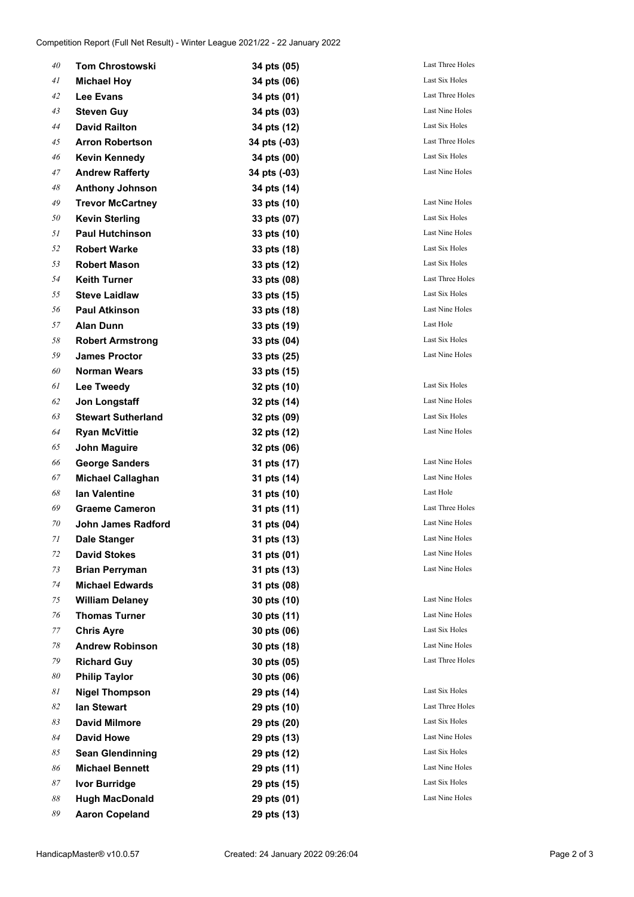| | | | |
|---|---|---|---|
| 40 | **Tom Chrostowski** | **34 pts (05)** | Last Three Holes |
| 41 | **Michael Hoy** | **34 pts (06)** | Last Six Holes |
| 42 | **Lee Evans** | **34 pts (01)** | Last Three Holes |
| 43 | **Steven Guy** | **34 pts (03)** | Last Nine Holes |
| 44 | **David Railton** | **34 pts (12)** | Last Six Holes |
| 45 | **Arron Robertson** | **34 pts (-03)** | Last Three Holes |
| 46 | **Kevin Kennedy** | **34 pts (00)** | Last Six Holes |
| 47 | **Andrew Rafferty** | **34 pts (-03)** | Last Nine Holes |
| 48 | **Anthony Johnson** | **34 pts (14)** | |
| 49 | **Trevor McCartney** | **33 pts (10)** | Last Nine Holes |
| 50 | **Kevin Sterling** | **33 pts (07)** | Last Six Holes |
| 51 | **Paul Hutchinson** | **33 pts (10)** | Last Nine Holes |
| 52 | **Robert Warke** | **33 pts (18)** | Last Six Holes |
| 53 | **Robert Mason** | **33 pts (12)** | Last Six Holes |
| 54 | **Keith Turner** | **33 pts (08)** | Last Three Holes |
| 55 | **Steve Laidlaw** | **33 pts (15)** | Last Six Holes |
| 56 | **Paul Atkinson** | **33 pts (18)** | Last Nine Holes |
| 57 | **Alan Dunn** | **33 pts (19)** | Last Hole |
| 58 | **Robert Armstrong** | **33 pts (04)** | Last Six Holes |
| 59 | **James Proctor** | **33 pts (25)** | Last Nine Holes |
| 60 | **Norman Wears** | **33 pts (15)** | |
| 61 | **Lee Tweedy** | **32 pts (10)** | Last Six Holes |
| 62 | **Jon Longstaff** | **32 pts (14)** | Last Nine Holes |
| 63 | **Stewart Sutherland** | **32 pts (09)** | Last Six Holes |
| 64 | **Ryan McVittie** | **32 pts (12)** | Last Nine Holes |
| 65 | **John Maguire** | **32 pts (06)** | |
| 66 | **George Sanders** | **31 pts (17)** | Last Nine Holes |
| 67 | **Michael Callaghan** | **31 pts (14)** | Last Nine Holes |
| 68 | **Ian Valentine** | **31 pts (10)** | Last Hole |
| 69 | **Graeme Cameron** | **31 pts (11)** | Last Three Holes |
| 70 | **John James Radford** | **31 pts (04)** | Last Nine Holes |
| 71 | **Dale Stanger** | **31 pts (13)** | Last Nine Holes |
| 72 | **David Stokes** | **31 pts (01)** | Last Nine Holes |
| 73 | **Brian Perryman** | **31 pts (13)** | Last Nine Holes |
| 74 | **Michael Edwards** | **31 pts (08)** | |
| 75 | **William Delaney** | **30 pts (10)** | Last Nine Holes |
| 76 | **Thomas Turner** | **30 pts (11)** | Last Nine Holes |
| 77 | **Chris Ayre** | **30 pts (06)** | Last Six Holes |
| 78 | **Andrew Robinson** | **30 pts (18)** | Last Nine Holes |
| 79 | **Richard Guy** | **30 pts (05)** | Last Three Holes |
| 80 | **Philip Taylor** | **30 pts (06)** | |
| 81 | **Nigel Thompson** | **29 pts (14)** | Last Six Holes |
| 82 | **Ian Stewart** | **29 pts (10)** | Last Three Holes |
| 83 | **David Milmore** | **29 pts (20)** | Last Six Holes |
| 84 | **David Howe** | **29 pts (13)** | Last Nine Holes |
| 85 | **Sean Glendinning** | **29 pts (12)** | Last Six Holes |
| 86 | **Michael Bennett** | **29 pts (11)** | Last Nine Holes |
| 87 | **Ivor Burridge** | **29 pts (15)** | Last Six Holes |
| 88 | **Hugh MacDonald** | **29 pts (01)** | Last Nine Holes |
| 89 | **Aaron Copeland** | **29 pts (13)** | |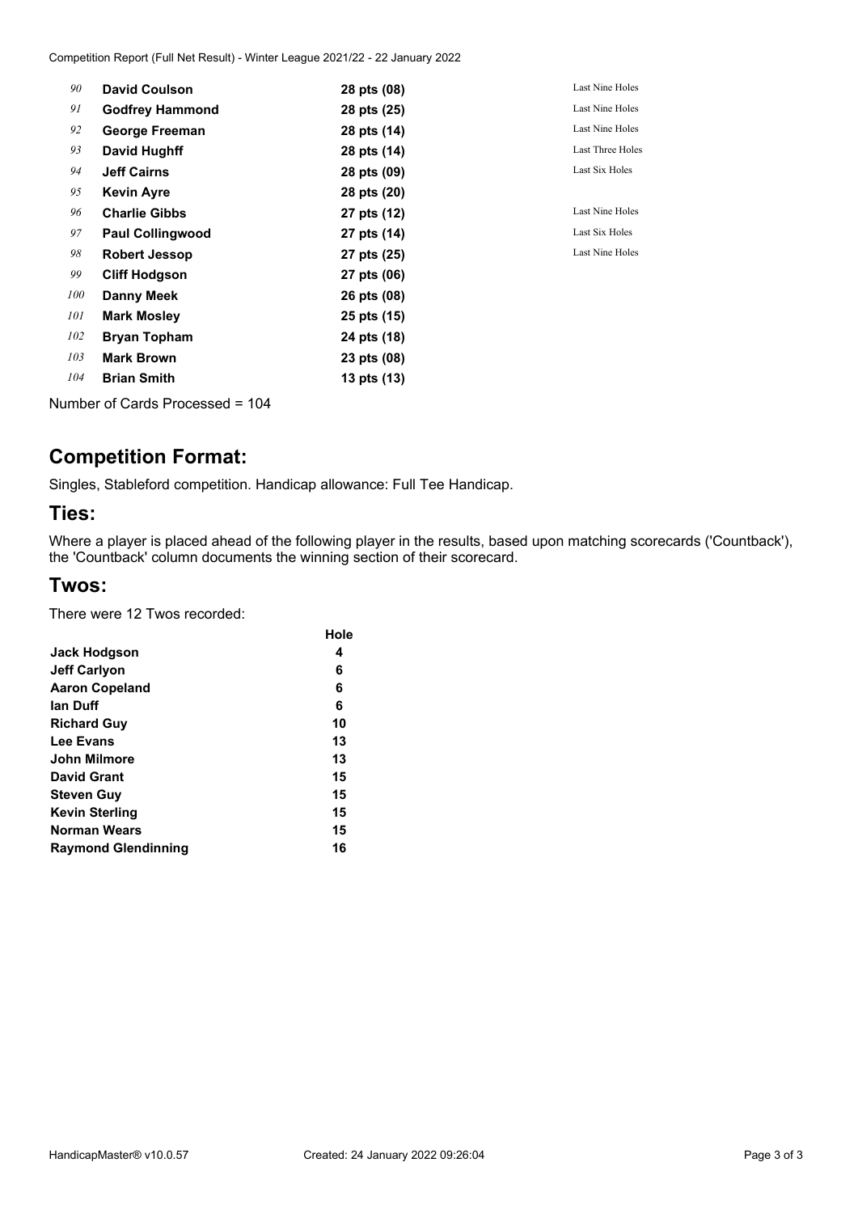| | | | |
|---|---|---|---|
| *90* | **David Coulson** | **28 pts (08)** | Last Nine Holes |
| *91* | **Godfrey Hammond** | **28 pts (25)** | Last Nine Holes |
| *92* | **George Freeman** | **28 pts (14)** | Last Nine Holes |
| *93* | **David Hughff** | **28 pts (14)** | Last Three Holes |
| *94* | **Jeff Cairns** | **28 pts (09)** | Last Six Holes |
| *95* | **Kevin Ayre** | **28 pts (20)** | |
| *96* | **Charlie Gibbs** | **27 pts (12)** | Last Nine Holes |
| *97* | **Paul Collingwood** | **27 pts (14)** | Last Six Holes |
| *98* | **Robert Jessop** | **27 pts (25)** | Last Nine Holes |
| *99* | **Cliff Hodgson** | **27 pts (06)** | |
| *100* | **Danny Meek** | **26 pts (08)** | |
| *101* | **Mark Mosley** | **25 pts (15)** | |
| *102* | **Bryan Topham** | **24 pts (18)** | |
| *103* | **Mark Brown** | **23 pts (08)** | |
| *104* | **Brian Smith** | **13 pts (13)** | |

Number of Cards Processed = 104

## Competition Format:

Singles, Stableford competition. Handicap allowance: Full Tee Handicap.

## Ties:

Where a player is placed ahead of the following player in the results, based upon matching scorecards ('Countback'), the 'Countback' column documents the winning section of their scorecard.

## Twos:

There were 12 Twos recorded:

| | Hole |
|---|---|
| **Jack Hodgson** | **4** |
| **Jeff Carlyon** | **6** |
| **Aaron Copeland** | **6** |
| **Ian Duff** | **6** |
| **Richard Guy** | **10** |
| **Lee Evans** | **13** |
| **John Milmore** | **13** |
| **David Grant** | **15** |
| **Steven Guy** | **15** |
| **Kevin Sterling** | **15** |
| **Norman Wears** | **15** |
| **Raymond Glendinning** | **16** |